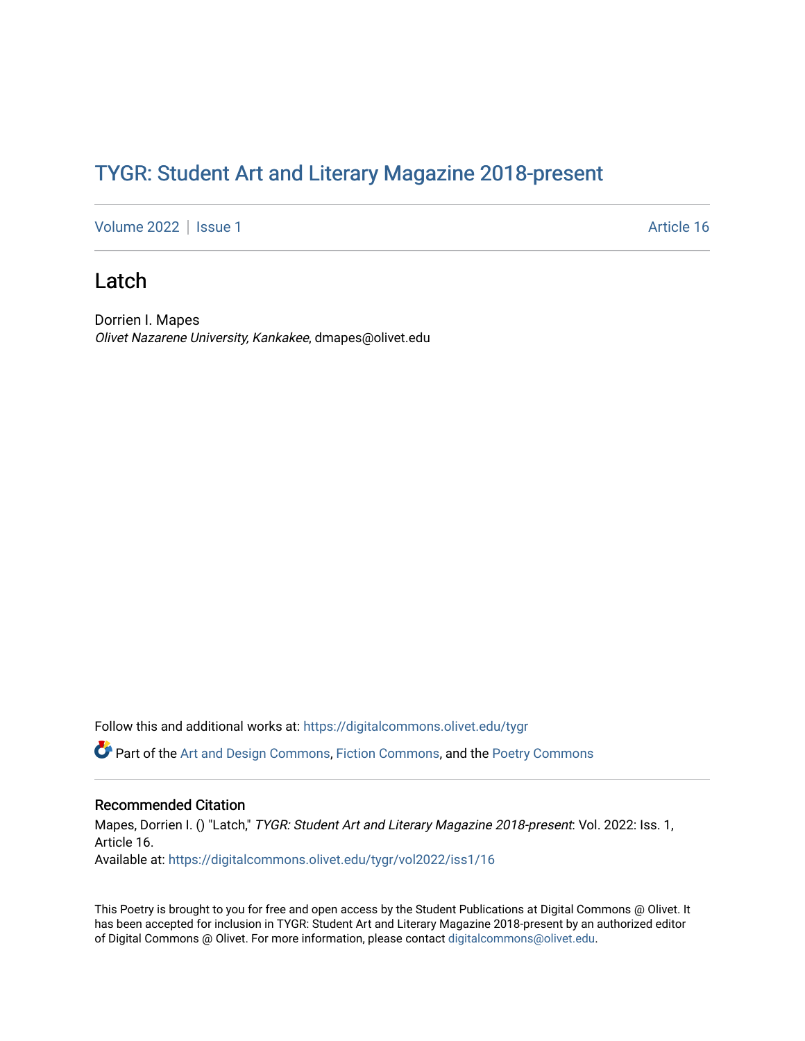[TYGR: Student Art and Literary Magazine 2018-present](https://digitalcommons.olivet.edu/tygr)

Volume 2022 | Issue 1 Article 16

# Latch

Dorrien I. Mapes
*Olivet Nazarene University, Kankakee*, dmapes@olivet.edu

Follow this and additional works at: https://digitalcommons.olivet.edu/tygr

Part of the Art and Design Commons, Fiction Commons, and the Poetry Commons

## Recommended Citation

Mapes, Dorrien I. () "Latch," *TYGR: Student Art and Literary Magazine 2018-present*: Vol. 2022: Iss. 1, Article 16.
Available at: https://digitalcommons.olivet.edu/tygr/vol2022/iss1/16

This Poetry is brought to you for free and open access by the Student Publications at Digital Commons @ Olivet. It has been accepted for inclusion in TYGR: Student Art and Literary Magazine 2018-present by an authorized editor of Digital Commons @ Olivet. For more information, please contact digitalcommons@olivet.edu.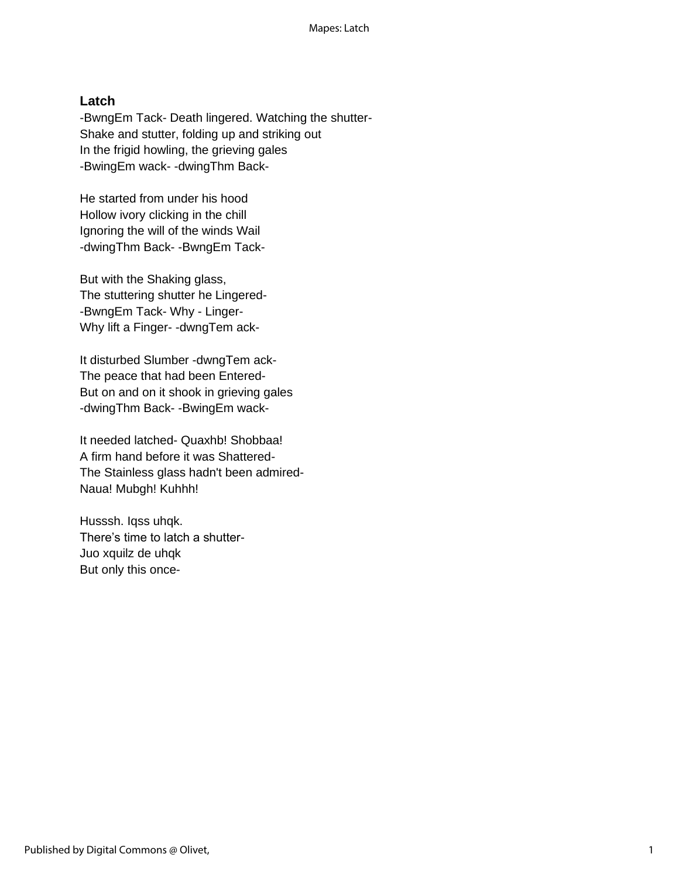## Latch

-BwngEm Tack- Death lingered. Watching the shutter-
Shake and stutter, folding up and striking out
In the frigid howling, the grieving gales
-BwingEm wack- -dwingThm Back-

He started from under his hood
Hollow ivory clicking in the chill
Ignoring the will of the winds Wail
-dwingThm Back- -BwngEm Tack-

But with the Shaking glass,
The stuttering shutter he Lingered-
-BwngEm Tack- Why - Linger-
Why lift a Finger- -dwngTem ack-

It disturbed Slumber -dwngTem ack-
The peace that had been Entered-
But on and on it shook in grieving gales
-dwingThm Back- -BwingEm wack-

It needed latched- Quaxhb! Shobbaa!
A firm hand before it was Shattered-
The Stainless glass hadn't been admired-
Naua! Mubgh! Kuhhh!

Husssh. Iqss uhqk.
There's time to latch a shutter-
Juo xquilz de uhqk
But only this once-